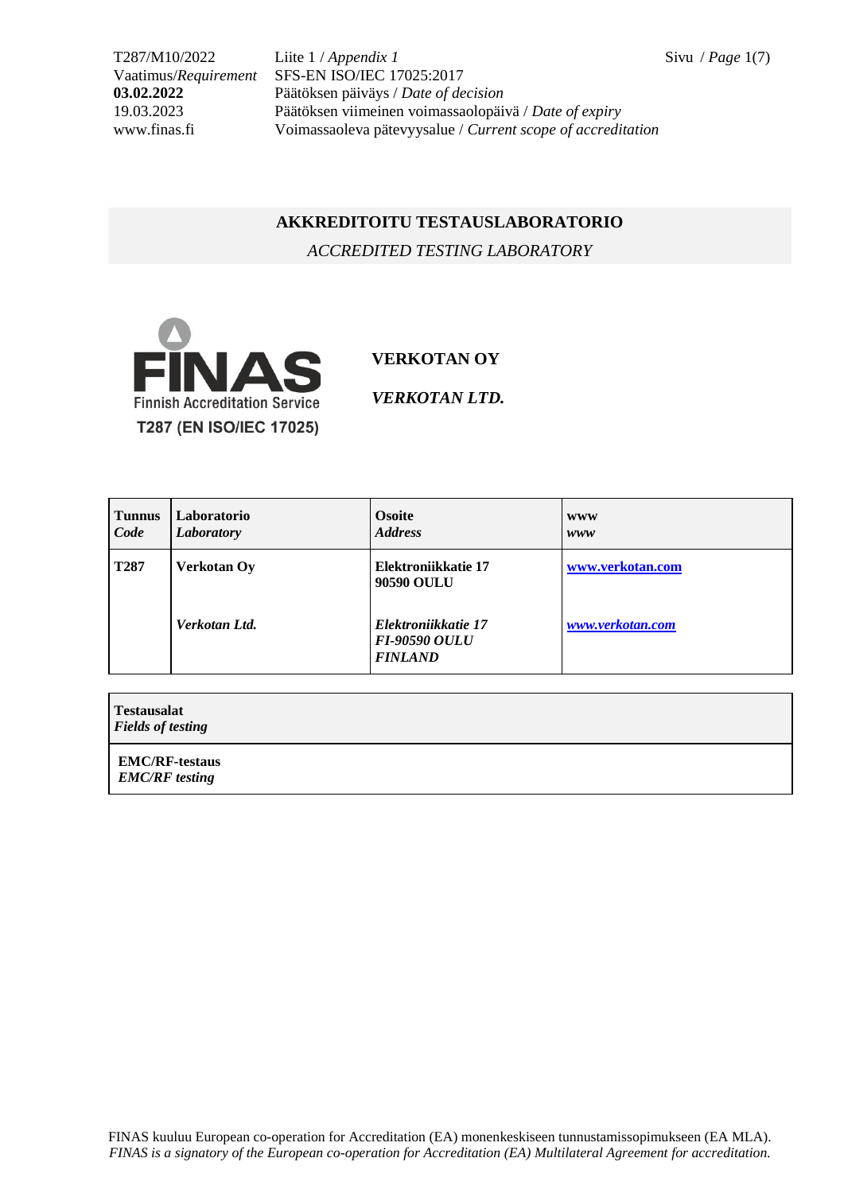T287/M10/2022 Liite 1 / *Appendix 1*
Vaatimus/*Requirement* SFS-EN ISO/IEC 17025:2017
**03.02.2022** Päätöksen päiväys / *Date of decision*
19.03.2023 Päätöksen viimeinen voimassaolopäivä / *Date of expiry*
www.finas.fi Voimassaoleva pätevyysalue / *Current scope of accreditation*

## AKKREDITOITU TESTAUSLABORATORIO

*ACCREDITED TESTING LABORATORY*

FINAS
Finnish Accreditation Service
T287 (EN ISO/IEC 17025)

**VERKOTAN OY**

***VERKOTAN LTD.***

| **Tunnus** ***Code*** | **Laboratorio** ***Laboratory*** | **Osoite** ***Address*** | **www** ***www*** |
|---|---|---|---|
| **T287** | **Verkotan Oy** | **Elektroniikkatie 17 90590 OULU** | **www.verkotan.com** |
| | ***Verkotan Ltd.*** | ***Elektroniikkatie 17 FI-90590 OULU FINLAND*** | ***www.verkotan.com*** |

| **Testausalat** ***Fields of testing*** |
|---|
| **EMC/RF-testaus** ***EMC/RF testing*** |

FINAS kuuluu European co-operation for Accreditation (EA) monenkeskiseen tunnustamissopimukseen (EA MLA).
*FINAS is a signatory of the European co-operation for Accreditation (EA) Multilateral Agreement for accreditation.*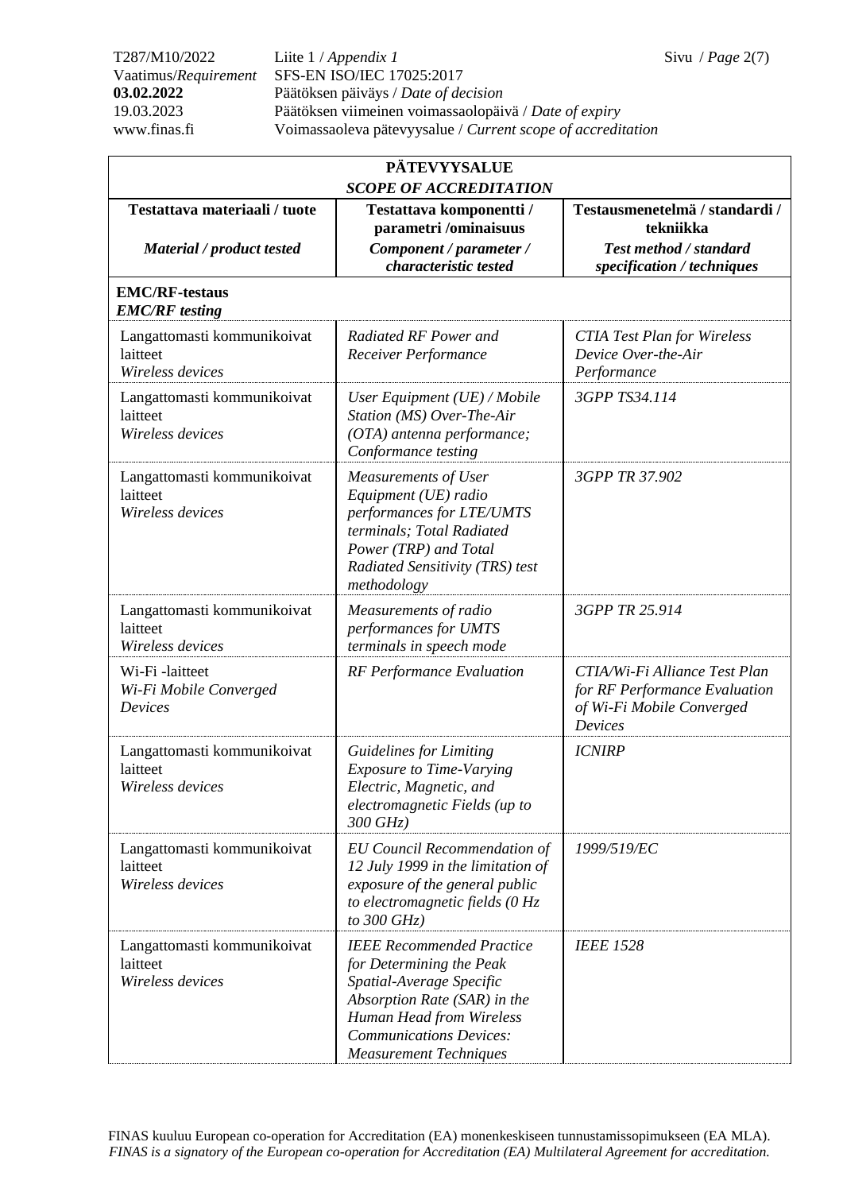| PÄTEVYYSALUE *SCOPE OF ACCREDITATION* | | |
|---|---|---|
| **Testattava materiaali / tuote** *Material / product tested* | **Testattava komponentti / parametri /ominaisuus** *Component / parameter / characteristic tested* | **Testausmenetelmä / standardi / tekniikka** *Test method / standard specification / techniques* |
| **EMC/RF-testaus** ***EMC/RF testing*** | | |
| Langattomasti kommunikoivat laitteet *Wireless devices* | *Radiated RF Power and Receiver Performance* | *CTIA Test Plan for Wireless Device Over-the-Air Performance* |
| Langattomasti kommunikoivat laitteet *Wireless devices* | *User Equipment (UE) / Mobile Station (MS) Over-The-Air (OTA) antenna performance; Conformance testing* | *3GPP TS34.114* |
| Langattomasti kommunikoivat laitteet *Wireless devices* | *Measurements of User Equipment (UE) radio performances for LTE/UMTS terminals; Total Radiated Power (TRP) and Total Radiated Sensitivity (TRS) test methodology* | *3GPP TR 37.902* |
| Langattomasti kommunikoivat laitteet *Wireless devices* | *Measurements of radio performances for UMTS terminals in speech mode* | *3GPP TR 25.914* |
| Wi-Fi -laitteet *Wi-Fi Mobile Converged Devices* | *RF Performance Evaluation* | *CTIA/Wi-Fi Alliance Test Plan for RF Performance Evaluation of Wi-Fi Mobile Converged Devices* |
| Langattomasti kommunikoivat laitteet *Wireless devices* | *Guidelines for Limiting Exposure to Time-Varying Electric, Magnetic, and electromagnetic Fields (up to 300 GHz)* | *ICNIRP* |
| Langattomasti kommunikoivat laitteet *Wireless devices* | *EU Council Recommendation of 12 July 1999 in the limitation of exposure of the general public to electromagnetic fields (0 Hz to 300 GHz)* | *1999/519/EC* |
| Langattomasti kommunikoivat laitteet *Wireless devices* | *IEEE Recommended Practice for Determining the Peak Spatial-Average Specific Absorption Rate (SAR) in the Human Head from Wireless Communications Devices: Measurement Techniques* | *IEEE 1528* |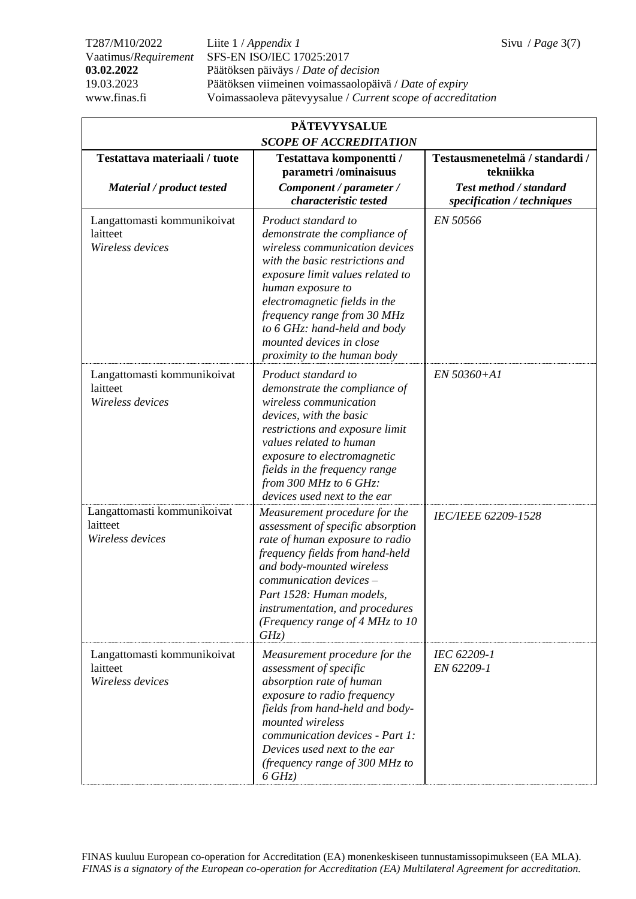| **PÄTEVYYSALUE** *SCOPE OF ACCREDITATION* | | |
|---|---|---|
| **Testattava materiaali / tuote** *Material / product tested* | **Testattava komponentti / parametri /ominaisuus** *Component / parameter / characteristic tested* | **Testausmenetelmä / standardi / tekniikka** *Test method / standard specification / techniques* |
| Langattomasti kommunikoivat laitteet *Wireless devices* | *Product standard to demonstrate the compliance of wireless communication devices with the basic restrictions and exposure limit values related to human exposure to electromagnetic fields in the frequency range from 30 MHz to 6 GHz: hand-held and body mounted devices in close proximity to the human body* | *EN 50566* |
| Langattomasti kommunikoivat laitteet *Wireless devices* | *Product standard to demonstrate the compliance of wireless communication devices, with the basic restrictions and exposure limit values related to human exposure to electromagnetic fields in the frequency range from 300 MHz to 6 GHz: devices used next to the ear* | *EN 50360+A1* |
| Langattomasti kommunikoivat laitteet *Wireless devices* | *Measurement procedure for the assessment of specific absorption rate of human exposure to radio frequency fields from hand-held and body-mounted wireless communication devices – Part 1528: Human models, instrumentation, and procedures (Frequency range of 4 MHz to 10 GHz)* | *IEC/IEEE 62209-1528* |
| Langattomasti kommunikoivat laitteet *Wireless devices* | *Measurement procedure for the assessment of specific absorption rate of human exposure to radio frequency fields from hand-held and body-mounted wireless communication devices - Part 1: Devices used next to the ear (frequency range of 300 MHz to 6 GHz)* | *IEC 62209-1* *EN 62209-1* |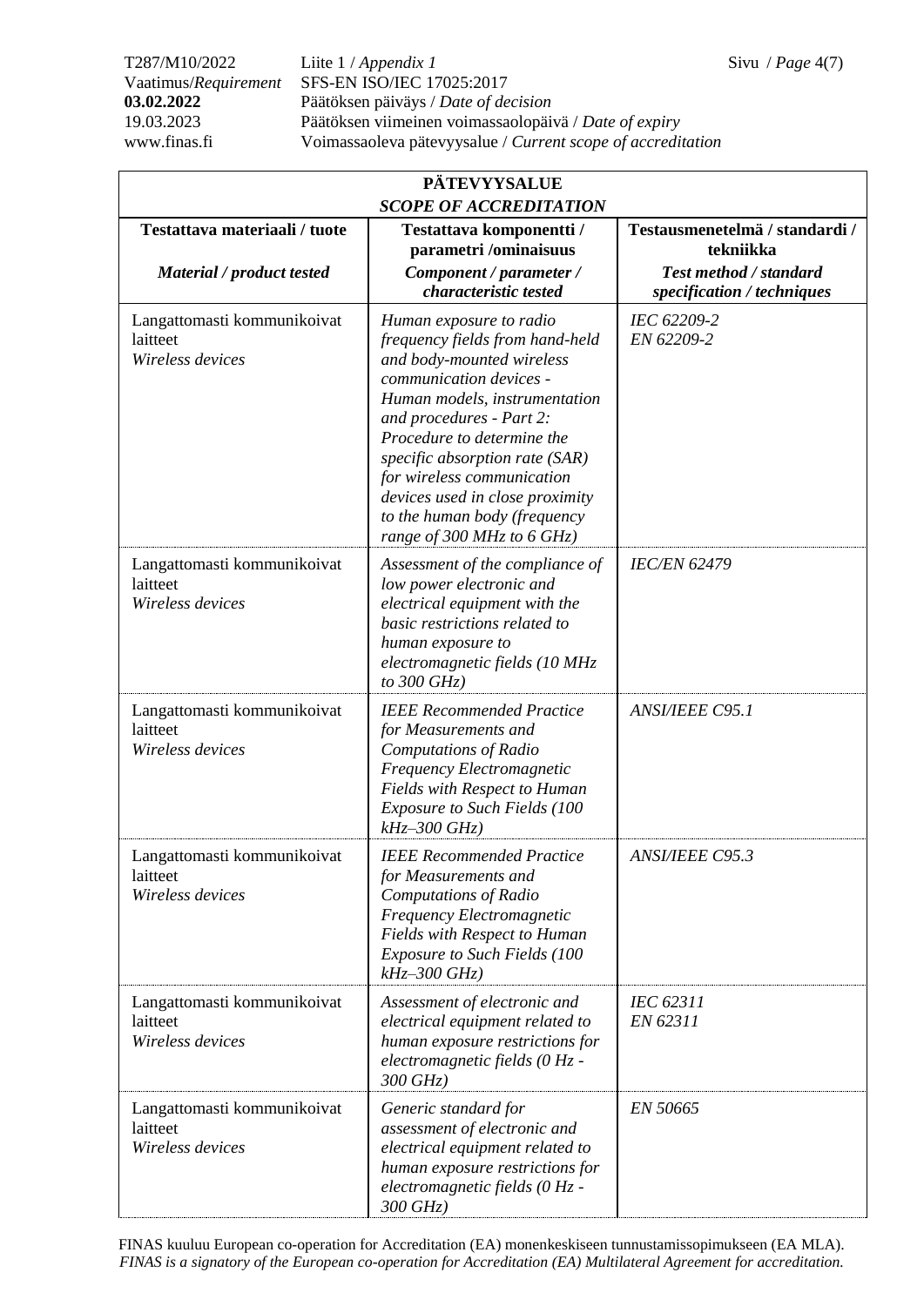| **PÄTEVYYSALUE** *SCOPE OF ACCREDITATION* | | |
|---|---|---|
| **Testattava materiaali / tuote** ***Material / product tested*** | **Testattava komponentti / parametri /ominaisuus** ***Component / parameter / characteristic tested*** | **Testausmenetelmä / standardi / tekniikka** ***Test method / standard specification / techniques*** |
| Langattomasti kommunikoivat laitteet *Wireless devices* | *Human exposure to radio frequency fields from hand-held and body-mounted wireless communication devices - Human models, instrumentation and procedures - Part 2: Procedure to determine the specific absorption rate (SAR) for wireless communication devices used in close proximity to the human body (frequency range of 300 MHz to 6 GHz)* | *IEC 62209-2* *EN 62209-2* |
| Langattomasti kommunikoivat laitteet *Wireless devices* | *Assessment of the compliance of low power electronic and electrical equipment with the basic restrictions related to human exposure to electromagnetic fields (10 MHz to 300 GHz)* | *IEC/EN 62479* |
| Langattomasti kommunikoivat laitteet *Wireless devices* | *IEEE Recommended Practice for Measurements and Computations of Radio Frequency Electromagnetic Fields with Respect to Human Exposure to Such Fields (100 kHz–300 GHz)* | *ANSI/IEEE C95.1* |
| Langattomasti kommunikoivat laitteet *Wireless devices* | *IEEE Recommended Practice for Measurements and Computations of Radio Frequency Electromagnetic Fields with Respect to Human Exposure to Such Fields (100 kHz–300 GHz)* | *ANSI/IEEE C95.3* |
| Langattomasti kommunikoivat laitteet *Wireless devices* | *Assessment of electronic and electrical equipment related to human exposure restrictions for electromagnetic fields (0 Hz - 300 GHz)* | *IEC 62311* *EN 62311* |
| Langattomasti kommunikoivat laitteet *Wireless devices* | *Generic standard for assessment of electronic and electrical equipment related to human exposure restrictions for electromagnetic fields (0 Hz - 300 GHz)* | *EN 50665* |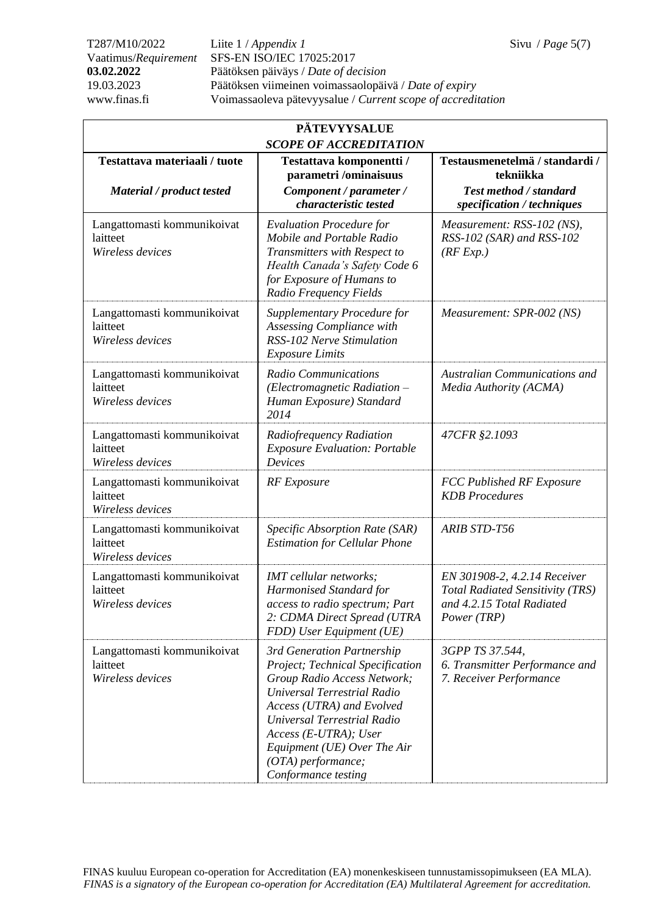| PÄTEVYYSALUE<br>*SCOPE OF ACCREDITATION* | | |
|---|---|---|
| **Testattava materiaali / tuote**<br><br>***Material / product tested*** | **Testattava komponentti / parametri /ominaisuus**<br>***Component / parameter / characteristic tested*** | **Testausmenetelmä / standardi / tekniikka**<br>***Test method / standard specification / techniques*** |
| Langattomasti kommunikoivat laitteet<br>*Wireless devices* | *Evaluation Procedure for Mobile and Portable Radio Transmitters with Respect to Health Canada's Safety Code 6 for Exposure of Humans to Radio Frequency Fields* | *Measurement: RSS-102 (NS), RSS-102 (SAR) and RSS-102 (RF Exp.)* |
| Langattomasti kommunikoivat laitteet<br>*Wireless devices* | *Supplementary Procedure for Assessing Compliance with RSS-102 Nerve Stimulation Exposure Limits* | *Measurement: SPR-002 (NS)* |
| Langattomasti kommunikoivat laitteet<br>*Wireless devices* | *Radio Communications (Electromagnetic Radiation – Human Exposure) Standard 2014* | *Australian Communications and Media Authority (ACMA)* |
| Langattomasti kommunikoivat laitteet<br>*Wireless devices* | *Radiofrequency Radiation Exposure Evaluation: Portable Devices* | *47CFR §2.1093* |
| Langattomasti kommunikoivat laitteet<br>*Wireless devices* | *RF Exposure* | *FCC Published RF Exposure KDB Procedures* |
| Langattomasti kommunikoivat laitteet<br>*Wireless devices* | *Specific Absorption Rate (SAR) Estimation for Cellular Phone* | *ARIB STD-T56* |
| Langattomasti kommunikoivat laitteet<br>*Wireless devices* | *IMT cellular networks; Harmonised Standard for access to radio spectrum; Part 2: CDMA Direct Spread (UTRA FDD) User Equipment (UE)* | *EN 301908-2, 4.2.14 Receiver Total Radiated Sensitivity (TRS) and 4.2.15 Total Radiated Power (TRP)* |
| Langattomasti kommunikoivat laitteet<br>*Wireless devices* | *3rd Generation Partnership Project; Technical Specification Group Radio Access Network; Universal Terrestrial Radio Access (UTRA) and Evolved Universal Terrestrial Radio Access (E-UTRA); User Equipment (UE) Over The Air (OTA) performance; Conformance testing* | *3GPP TS 37.544, 6. Transmitter Performance and 7. Receiver Performance* |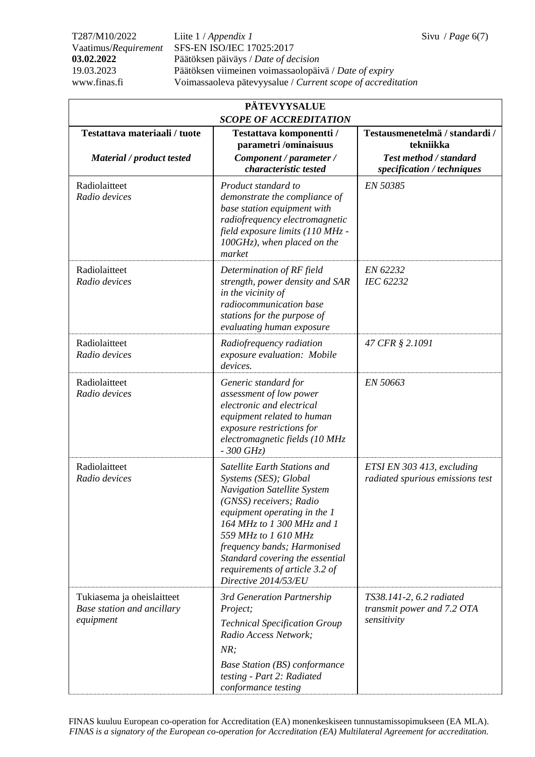| **PÄTEVYYSALUE** *SCOPE OF ACCREDITATION* | | |
|---|---|---|
| **Testattava materiaali / tuote** ***Material / product tested*** | **Testattava komponentti / parametri /ominaisuus** ***Component / parameter / characteristic tested*** | **Testausmenetelmä / standardi / tekniikka** ***Test method / standard specification / techniques*** |
| Radiolaitteet *Radio devices* | *Product standard to demonstrate the compliance of base station equipment with radiofrequency electromagnetic field exposure limits (110 MHz - 100GHz), when placed on the market* | *EN 50385* |
| Radiolaitteet *Radio devices* | *Determination of RF field strength, power density and SAR in the vicinity of radiocommunication base stations for the purpose of evaluating human exposure* | *EN 62232* *IEC 62232* |
| Radiolaitteet *Radio devices* | *Radiofrequency radiation exposure evaluation: Mobile devices.* | *47 CFR § 2.1091* |
| Radiolaitteet *Radio devices* | *Generic standard for assessment of low power electronic and electrical equipment related to human exposure restrictions for electromagnetic fields (10 MHz - 300 GHz)* | *EN 50663* |
| Radiolaitteet *Radio devices* | *Satellite Earth Stations and Systems (SES); Global Navigation Satellite System (GNSS) receivers; Radio equipment operating in the 1 164 MHz to 1 300 MHz and 1 559 MHz to 1 610 MHz frequency bands; Harmonised Standard covering the essential requirements of article 3.2 of Directive 2014/53/EU* | *ETSI EN 303 413, excluding radiated spurious emissions test* |
| Tukiasema ja oheislaitteet *Base station and ancillary equipment* | *3rd Generation Partnership Project;* *Technical Specification Group Radio Access Network;* *NR;* *Base Station (BS) conformance testing - Part 2: Radiated conformance testing* | *TS38.141-2, 6.2 radiated transmit power and 7.2 OTA sensitivity* |

FINAS kuuluu European co-operation for Accreditation (EA) monenkeskiseen tunnustamissopimukseen (EA MLA).
*FINAS is a signatory of the European co-operation for Accreditation (EA) Multilateral Agreement for accreditation.*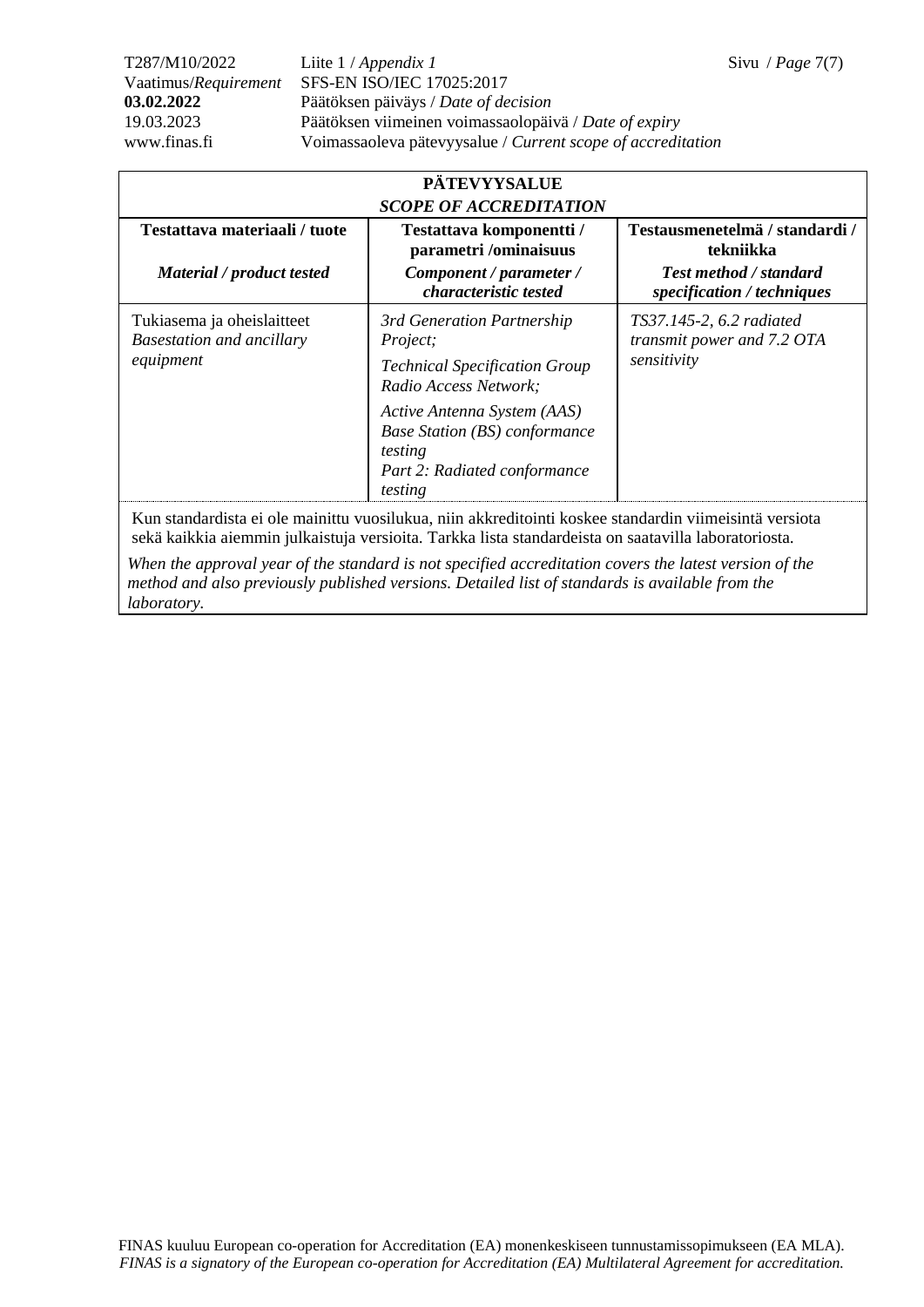| PÄTEVYYSALUE *SCOPE OF ACCREDITATION* | | |
|---|---|---|
| **Testattava materiaali / tuote** *Material / product tested* | **Testattava komponentti / parametri /ominaisuus** *Component / parameter / characteristic tested* | **Testausmenetelmä / standardi / tekniikka** *Test method / standard specification / techniques* |
| Tukiasema ja oheislaitteet *Basestation and ancillary equipment* | *3rd Generation Partnership Project;* *Technical Specification Group Radio Access Network;* *Active Antenna System (AAS) Base Station (BS) conformance testing* *Part 2: Radiated conformance testing* | *TS37.145-2, 6.2 radiated transmit power and 7.2 OTA sensitivity* |

Kun standardista ei ole mainittu vuosilukua, niin akkreditointi koskee standardin viimeisintä versiota sekä kaikkia aiemmin julkaistuja versioita. Tarkka lista standardeista on saatavilla laboratoriosta.

*When the approval year of the standard is not specified accreditation covers the latest version of the method and also previously published versions. Detailed list of standards is available from the laboratory.*